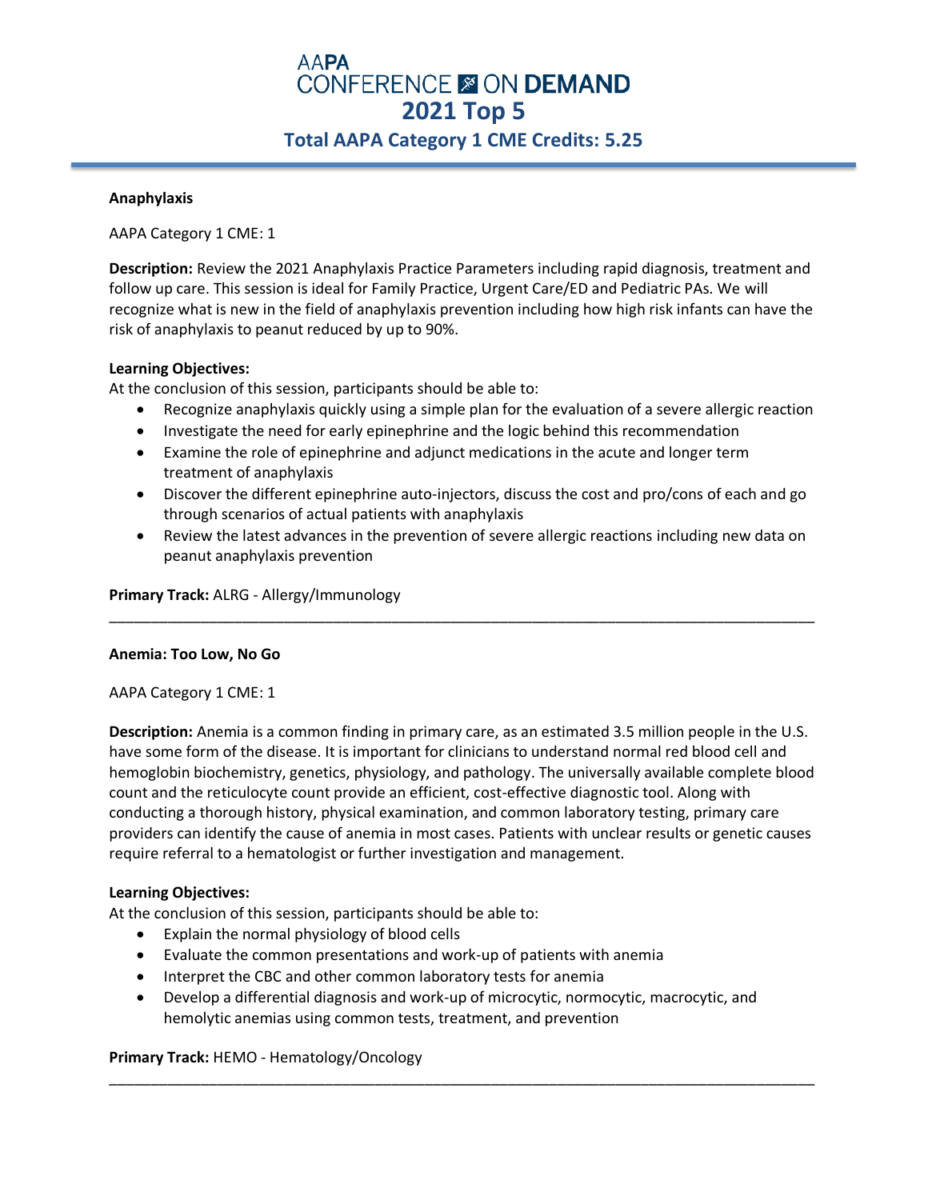# AAPA CONFERENCE ON DEMAND
# 2021 Top 5
## Total AAPA Category 1 CME Credits: 5.25

---

**Anaphylaxis**

AAPA Category 1 CME: 1

**Description:** Review the 2021 Anaphylaxis Practice Parameters including rapid diagnosis, treatment and follow up care. This session is ideal for Family Practice, Urgent Care/ED and Pediatric PAs. We will recognize what is new in the field of anaphylaxis prevention including how high risk infants can have the risk of anaphylaxis to peanut reduced by up to 90%.

**Learning Objectives:**
At the conclusion of this session, participants should be able to:

- Recognize anaphylaxis quickly using a simple plan for the evaluation of a severe allergic reaction
- Investigate the need for early epinephrine and the logic behind this recommendation
- Examine the role of epinephrine and adjunct medications in the acute and longer term treatment of anaphylaxis
- Discover the different epinephrine auto-injectors, discuss the cost and pro/cons of each and go through scenarios of actual patients with anaphylaxis
- Review the latest advances in the prevention of severe allergic reactions including new data on peanut anaphylaxis prevention

**Primary Track:** ALRG - Allergy/Immunology

---

**Anemia: Too Low, No Go**

AAPA Category 1 CME: 1

**Description:** Anemia is a common finding in primary care, as an estimated 3.5 million people in the U.S. have some form of the disease. It is important for clinicians to understand normal red blood cell and hemoglobin biochemistry, genetics, physiology, and pathology. The universally available complete blood count and the reticulocyte count provide an efficient, cost-effective diagnostic tool. Along with conducting a thorough history, physical examination, and common laboratory testing, primary care providers can identify the cause of anemia in most cases. Patients with unclear results or genetic causes require referral to a hematologist or further investigation and management.

**Learning Objectives:**
At the conclusion of this session, participants should be able to:

- Explain the normal physiology of blood cells
- Evaluate the common presentations and work-up of patients with anemia
- Interpret the CBC and other common laboratory tests for anemia
- Develop a differential diagnosis and work-up of microcytic, normocytic, macrocytic, and hemolytic anemias using common tests, treatment, and prevention

**Primary Track:** HEMO - Hematology/Oncology

---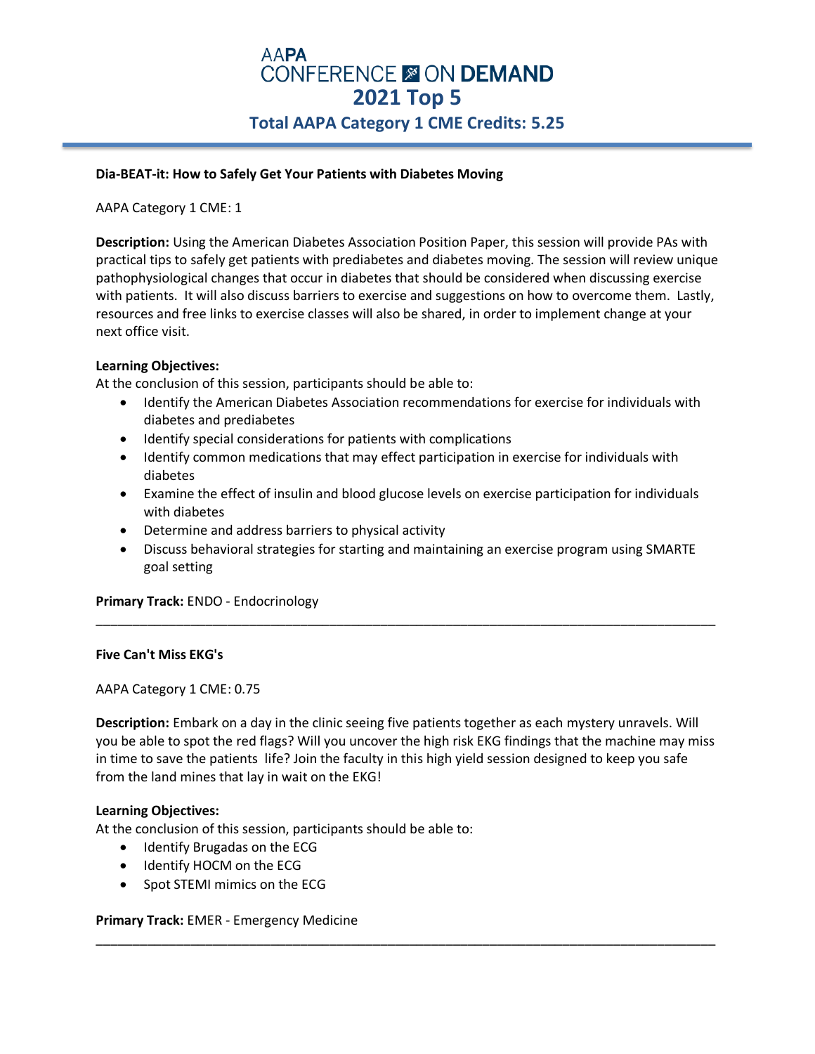# AAPA CONFERENCE ON DEMAND
## 2021 Top 5
### Total AAPA Category 1 CME Credits: 5.25

---

**Dia-BEAT-it: How to Safely Get Your Patients with Diabetes Moving**

AAPA Category 1 CME: 1

**Description:** Using the American Diabetes Association Position Paper, this session will provide PAs with practical tips to safely get patients with prediabetes and diabetes moving. The session will review unique pathophysiological changes that occur in diabetes that should be considered when discussing exercise with patients. It will also discuss barriers to exercise and suggestions on how to overcome them. Lastly, resources and free links to exercise classes will also be shared, in order to implement change at your next office visit.

**Learning Objectives:**
At the conclusion of this session, participants should be able to:

- Identify the American Diabetes Association recommendations for exercise for individuals with diabetes and prediabetes
- Identify special considerations for patients with complications
- Identify common medications that may effect participation in exercise for individuals with diabetes
- Examine the effect of insulin and blood glucose levels on exercise participation for individuals with diabetes
- Determine and address barriers to physical activity
- Discuss behavioral strategies for starting and maintaining an exercise program using SMARTE goal setting

**Primary Track:** ENDO - Endocrinology

---

**Five Can't Miss EKG's**

AAPA Category 1 CME: 0.75

**Description:** Embark on a day in the clinic seeing five patients together as each mystery unravels. Will you be able to spot the red flags? Will you uncover the high risk EKG findings that the machine may miss in time to save the patients life? Join the faculty in this high yield session designed to keep you safe from the land mines that lay in wait on the EKG!

**Learning Objectives:**
At the conclusion of this session, participants should be able to:

- Identify Brugadas on the ECG
- Identify HOCM on the ECG
- Spot STEMI mimics on the ECG

**Primary Track:** EMER - Emergency Medicine

---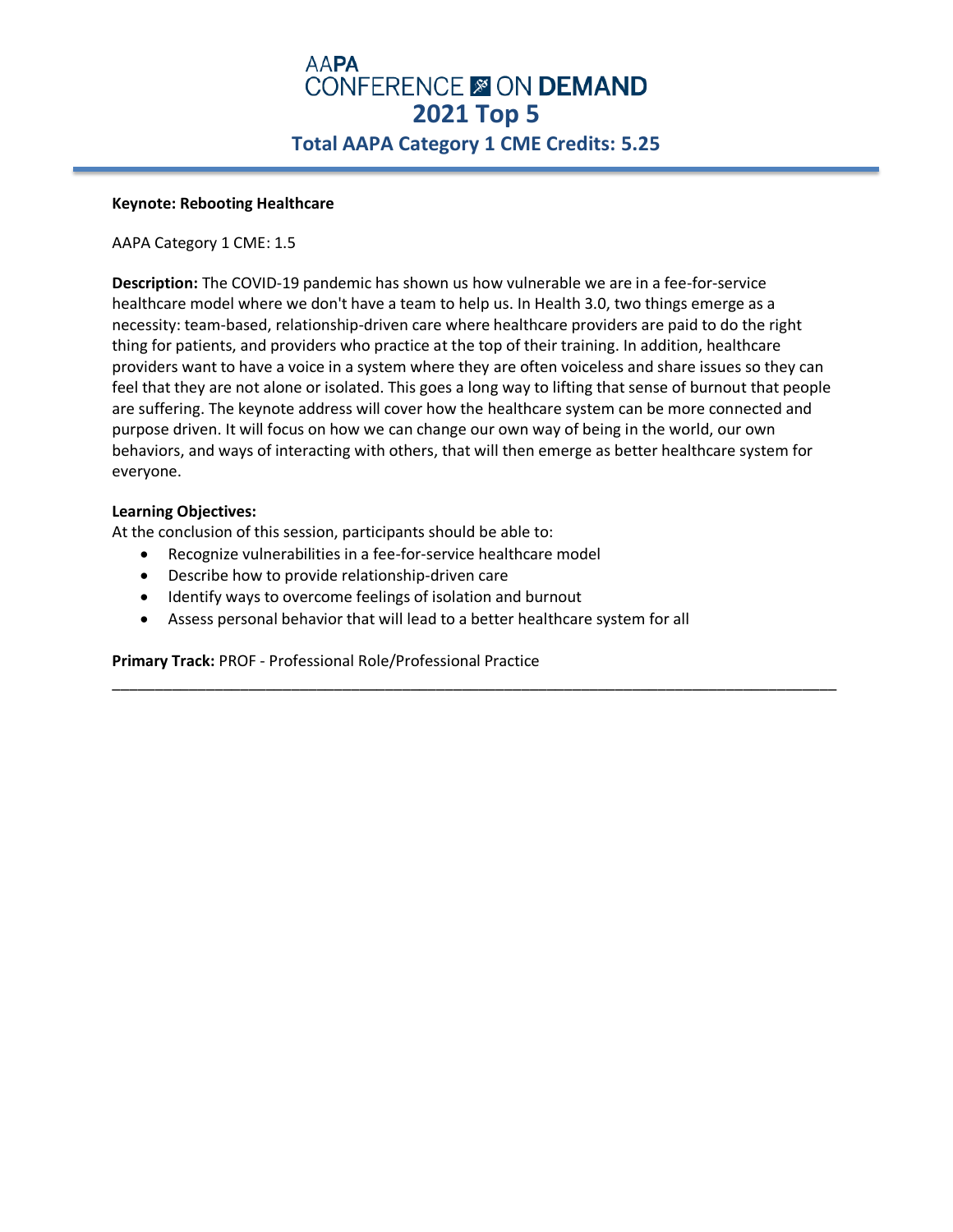# AAPA CONFERENCE ON DEMAND
## 2021 Top 5
### Total AAPA Category 1 CME Credits: 5.25

---

**Keynote: Rebooting Healthcare**

AAPA Category 1 CME: 1.5

**Description:** The COVID-19 pandemic has shown us how vulnerable we are in a fee-for-service healthcare model where we don't have a team to help us. In Health 3.0, two things emerge as a necessity: team-based, relationship-driven care where healthcare providers are paid to do the right thing for patients, and providers who practice at the top of their training. In addition, healthcare providers want to have a voice in a system where they are often voiceless and share issues so they can feel that they are not alone or isolated. This goes a long way to lifting that sense of burnout that people are suffering. The keynote address will cover how the healthcare system can be more connected and purpose driven. It will focus on how we can change our own way of being in the world, our own behaviors, and ways of interacting with others, that will then emerge as better healthcare system for everyone.

**Learning Objectives:**
At the conclusion of this session, participants should be able to:

- Recognize vulnerabilities in a fee-for-service healthcare model
- Describe how to provide relationship-driven care
- Identify ways to overcome feelings of isolation and burnout
- Assess personal behavior that will lead to a better healthcare system for all

**Primary Track:** PROF - Professional Role/Professional Practice

---